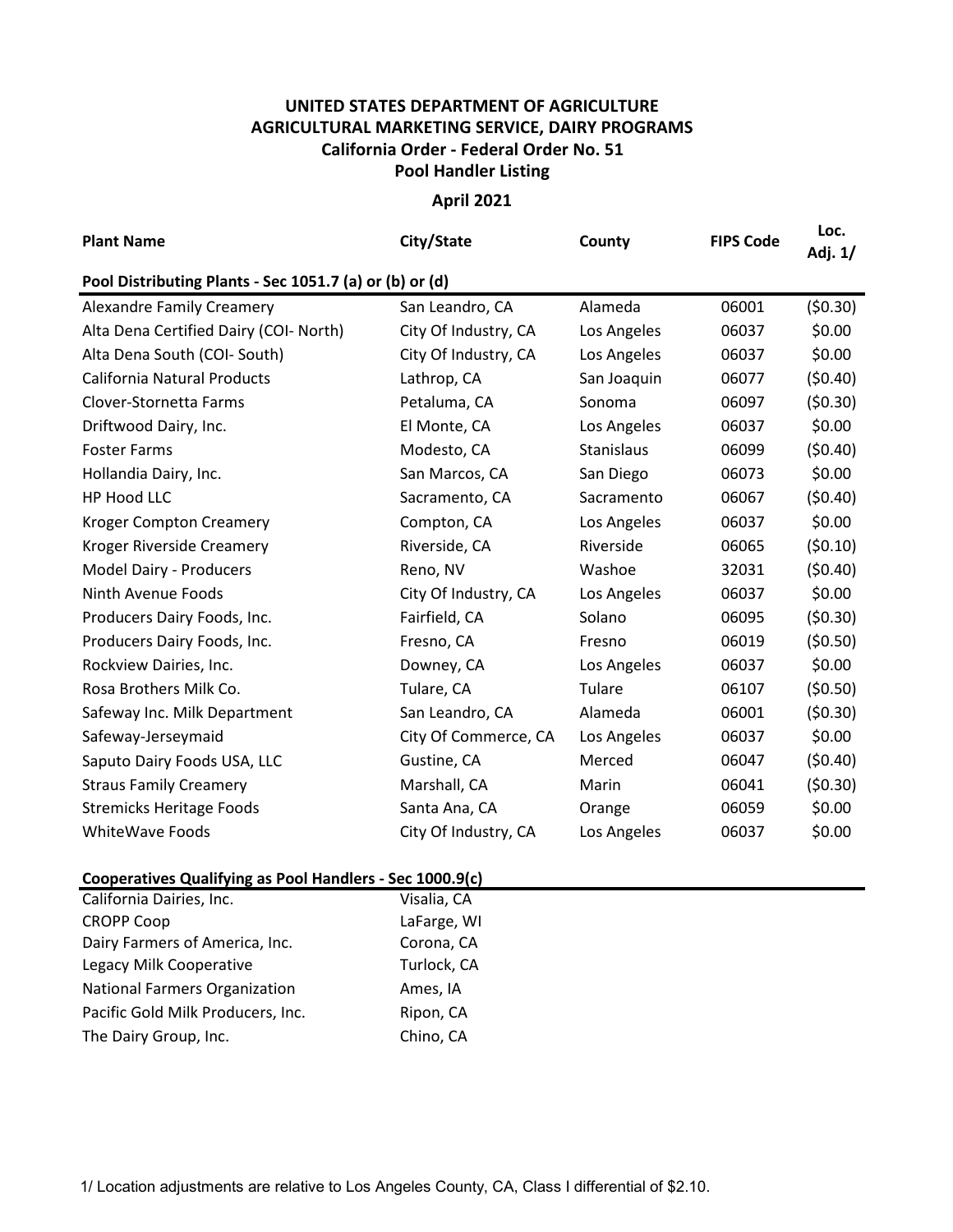# UNITED STATES DEPARTMENT OF AGRICULTURE
## AGRICULTURAL MARKETING SERVICE, DAIRY PROGRAMS
### California Order - Federal Order No. 51
### Pool Handler Listing

**April 2021**

| Plant Name | City/State | County | FIPS Code | Loc. Adj. 1/ |
|---|---|---|---|---|
| **Pool Distributing Plants - Sec 1051.7 (a) or (b) or (d)** | | | | |
| Alexandre Family Creamery | San Leandro, CA | Alameda | 06001 | ($0.30) |
| Alta Dena Certified Dairy (COI- North) | City Of Industry, CA | Los Angeles | 06037 | $0.00 |
| Alta Dena South (COI- South) | City Of Industry, CA | Los Angeles | 06037 | $0.00 |
| California Natural Products | Lathrop, CA | San Joaquin | 06077 | ($0.40) |
| Clover-Stornetta Farms | Petaluma, CA | Sonoma | 06097 | ($0.30) |
| Driftwood Dairy, Inc. | El Monte, CA | Los Angeles | 06037 | $0.00 |
| Foster Farms | Modesto, CA | Stanislaus | 06099 | ($0.40) |
| Hollandia Dairy, Inc. | San Marcos, CA | San Diego | 06073 | $0.00 |
| HP Hood LLC | Sacramento, CA | Sacramento | 06067 | ($0.40) |
| Kroger Compton Creamery | Compton, CA | Los Angeles | 06037 | $0.00 |
| Kroger Riverside Creamery | Riverside, CA | Riverside | 06065 | ($0.10) |
| Model Dairy - Producers | Reno, NV | Washoe | 32031 | ($0.40) |
| Ninth Avenue Foods | City Of Industry, CA | Los Angeles | 06037 | $0.00 |
| Producers Dairy Foods, Inc. | Fairfield, CA | Solano | 06095 | ($0.30) |
| Producers Dairy Foods, Inc. | Fresno, CA | Fresno | 06019 | ($0.50) |
| Rockview Dairies, Inc. | Downey, CA | Los Angeles | 06037 | $0.00 |
| Rosa Brothers Milk Co. | Tulare, CA | Tulare | 06107 | ($0.50) |
| Safeway Inc. Milk Department | San Leandro, CA | Alameda | 06001 | ($0.30) |
| Safeway-Jerseymaid | City Of Commerce, CA | Los Angeles | 06037 | $0.00 |
| Saputo Dairy Foods USA, LLC | Gustine, CA | Merced | 06047 | ($0.40) |
| Straus Family Creamery | Marshall, CA | Marin | 06041 | ($0.30) |
| Stremicks Heritage Foods | Santa Ana, CA | Orange | 06059 | $0.00 |
| WhiteWave Foods | City Of Industry, CA | Los Angeles | 06037 | $0.00 |

**Cooperatives Qualifying as Pool Handlers - Sec 1000.9(c)**

| Name | City/State |
|---|---|
| California Dairies, Inc. | Visalia, CA |
| CROPP Coop | LaFarge, WI |
| Dairy Farmers of America, Inc. | Corona, CA |
| Legacy Milk Cooperative | Turlock, CA |
| National Farmers Organization | Ames, IA |
| Pacific Gold Milk Producers, Inc. | Ripon, CA |
| The Dairy Group, Inc. | Chino, CA |

1/ Location adjustments are relative to Los Angeles County, CA, Class I differential of $2.10.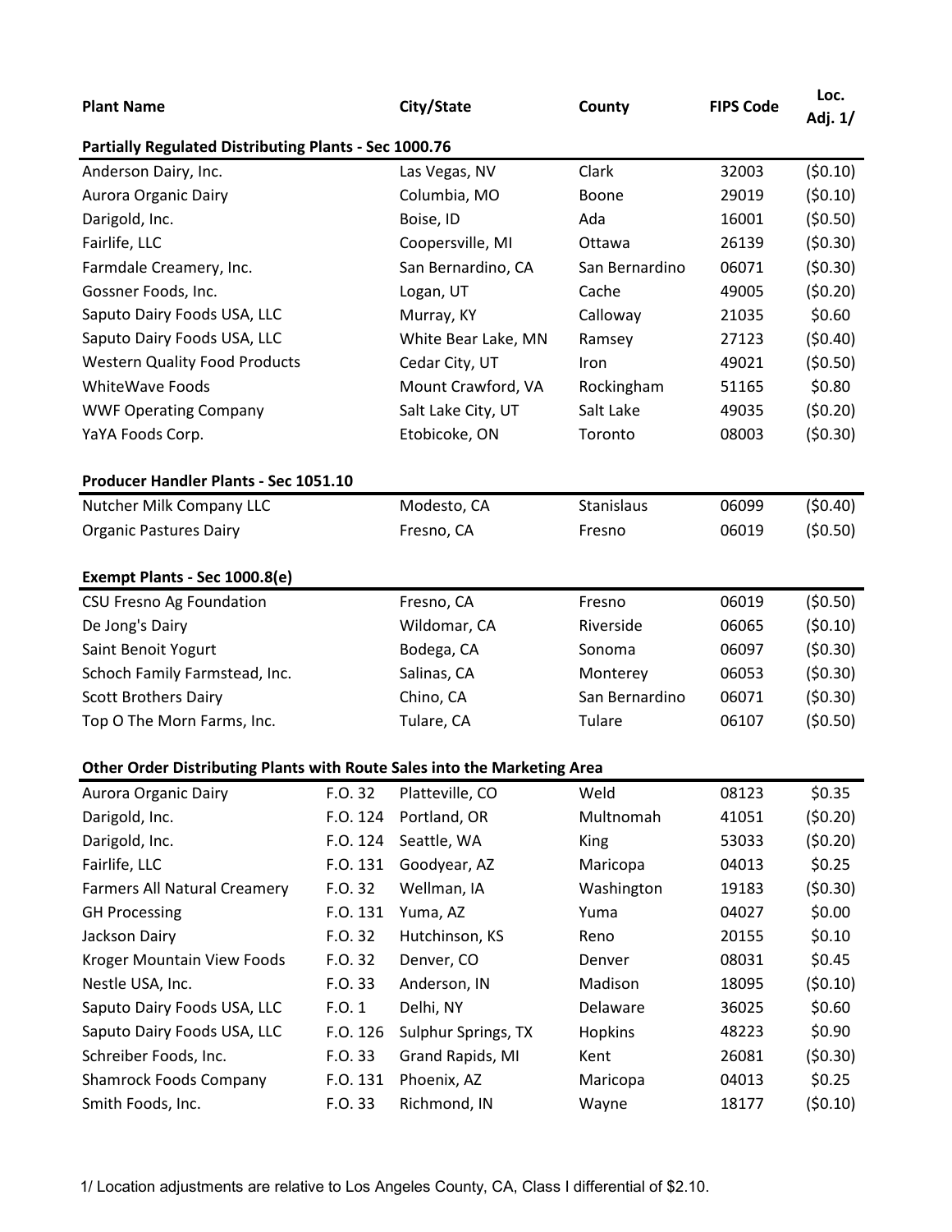| Plant Name | | City/State | County | FIPS Code | Loc. Adj. 1/ |
|---|---|---|---|---|---|
| **Partially Regulated Distributing Plants - Sec 1000.76** | | | | | |
| Anderson Dairy, Inc. | | Las Vegas, NV | Clark | 32003 | ($0.10) |
| Aurora Organic Dairy | | Columbia, MO | Boone | 29019 | ($0.10) |
| Darigold, Inc. | | Boise, ID | Ada | 16001 | ($0.50) |
| Fairlife, LLC | | Coopersville, MI | Ottawa | 26139 | ($0.30) |
| Farmdale Creamery, Inc. | | San Bernardino, CA | San Bernardino | 06071 | ($0.30) |
| Gossner Foods, Inc. | | Logan, UT | Cache | 49005 | ($0.20) |
| Saputo Dairy Foods USA, LLC | | Murray, KY | Calloway | 21035 | $0.60 |
| Saputo Dairy Foods USA, LLC | | White Bear Lake, MN | Ramsey | 27123 | ($0.40) |
| Western Quality Food Products | | Cedar City, UT | Iron | 49021 | ($0.50) |
| WhiteWave Foods | | Mount Crawford, VA | Rockingham | 51165 | $0.80 |
| WWF Operating Company | | Salt Lake City, UT | Salt Lake | 49035 | ($0.20) |
| YaYA Foods Corp. | | Etobicoke, ON | Toronto | 08003 | ($0.30) |
| **Producer Handler Plants - Sec 1051.10** | | | | | |
| Nutcher Milk Company LLC | | Modesto, CA | Stanislaus | 06099 | ($0.40) |
| Organic Pastures Dairy | | Fresno, CA | Fresno | 06019 | ($0.50) |
| **Exempt Plants - Sec 1000.8(e)** | | | | | |
| CSU Fresno Ag Foundation | | Fresno, CA | Fresno | 06019 | ($0.50) |
| De Jong's Dairy | | Wildomar, CA | Riverside | 06065 | ($0.10) |
| Saint Benoit Yogurt | | Bodega, CA | Sonoma | 06097 | ($0.30) |
| Schoch Family Farmstead, Inc. | | Salinas, CA | Monterey | 06053 | ($0.30) |
| Scott Brothers Dairy | | Chino, CA | San Bernardino | 06071 | ($0.30) |
| Top O The Morn Farms, Inc. | | Tulare, CA | Tulare | 06107 | ($0.50) |
| **Other Order Distributing Plants with Route Sales into the Marketing Area** | | | | | |
| Aurora Organic Dairy | F.O. 32 | Platteville, CO | Weld | 08123 | $0.35 |
| Darigold, Inc. | F.O. 124 | Portland, OR | Multnomah | 41051 | ($0.20) |
| Darigold, Inc. | F.O. 124 | Seattle, WA | King | 53033 | ($0.20) |
| Fairlife, LLC | F.O. 131 | Goodyear, AZ | Maricopa | 04013 | $0.25 |
| Farmers All Natural Creamery | F.O. 32 | Wellman, IA | Washington | 19183 | ($0.30) |
| GH Processing | F.O. 131 | Yuma, AZ | Yuma | 04027 | $0.00 |
| Jackson Dairy | F.O. 32 | Hutchinson, KS | Reno | 20155 | $0.10 |
| Kroger Mountain View Foods | F.O. 32 | Denver, CO | Denver | 08031 | $0.45 |
| Nestle USA, Inc. | F.O. 33 | Anderson, IN | Madison | 18095 | ($0.10) |
| Saputo Dairy Foods USA, LLC | F.O. 1 | Delhi, NY | Delaware | 36025 | $0.60 |
| Saputo Dairy Foods USA, LLC | F.O. 126 | Sulphur Springs, TX | Hopkins | 48223 | $0.90 |
| Schreiber Foods, Inc. | F.O. 33 | Grand Rapids, MI | Kent | 26081 | ($0.30) |
| Shamrock Foods Company | F.O. 131 | Phoenix, AZ | Maricopa | 04013 | $0.25 |
| Smith Foods, Inc. | F.O. 33 | Richmond, IN | Wayne | 18177 | ($0.10) |

1/ Location adjustments are relative to Los Angeles County, CA, Class I differential of $2.10.